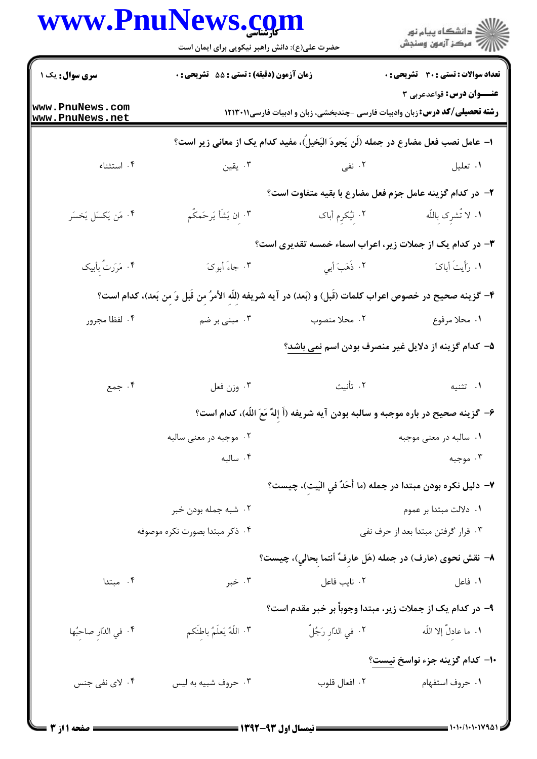کارشناسی

حضرت علی(ع): دانش راهبر نیکویی برای ایمان است

دانشگاه پیام نور
مرکز آزمون وسنجش

**سری سوال:** یک ۱ | **زمان آزمون (دقیقه) : تستی : ۵۵ تشریحی : ۰** | **تعداد سوالات : تستی : ۳۰ تشریحی : ۰**

**عنـــوان درس:** قواعدعربی ۳

**رشته تحصیلی/کد درس:** زبان وادبیات فارسی -چندبخشی، زبان و ادبیات فارسی۱۲۱۳۰۱۱

**۱- عامل نصب فعل مضارع در جمله (لَن یَجودَ البَخیلُ)، مفید کدام یک از معانی زیر است؟**

۱. تعلیل
۲. نفی
۳. یقین
۴. استثناء

**۲- در کدام گزینه عامل جزم فعل مضارع با بقیه متفاوت است؟**

۱. لا تُشرِک بِاللّه
۲. لِیُکرِم أباک
۳. ان یَشَأ یَرحَمکُم
۴. مَن یَکسَل یَخسَر

**۳- در کدام یک از جملات زیر، اعراب اسماء خمسه تقدیری است؟**

۱. رَأَیتَ أباکَ
۲. ذَهَبَ أبي
۳. جاءَ أبوکَ
۴. مَرَرتُ بِأبیک

**۴- گزینه صحیح در خصوص اعراب کلمات (قَبل) و (بَعد) در آیه شریفه (لِلّه الأمرُ مِن قَبل وَ مِن بَعد)، کدام است؟**

۱. محلا مرفوع
۲. محلا منصوب
۳. مبنی بر ضم
۴. لفظا مجرور

**۵- کدام گزینه از دلایل غیر منصرف بودن اسم نمی باشد؟**

۱. تثنیه
۲. تأنیث
۳. وزن فعل
۴. جمع

**۶- گزینه صحیح در باره موجبه و سالبه بودن آیه شریفه (أَ إلهٌ مَعَ اللّه)، کدام است؟**

۱. سالبه در معنی موجبه
۲. موجبه در معنی سالبه
۳. موجبه
۴. سالبه

**۷- دلیل نکره بودن مبتدا در جمله (ما أَحَدٌ فِي البَیت)، چیست؟**

۱. دلالت مبتدا بر عموم
۲. شبه جمله بودن خبر
۳. قرار گرفتن مبتدا بعد از حرف نفی
۴. ذکر مبتدا بصورت نکره موصوفه

**۸- نقش نحوی (عارف) در جمله (هَل عارِفٌ أنتما بِحالي)، چیست؟**

۱. فاعل
۲. نایب فاعل
۳. خبر
۴. مبتدا

**۹- در کدام یک از جملات زیر، مبتدا وجوباً بر خبر مقدم است؟**

۱. ما عادِلٌ إلا اللّه
۲. فِي الدّارِ رَجُلٌ
۳. اللّهُ یَعلَمُ باطِنَکم
۴. فِي الدّارِ صاحِبُها

**۱۰- کدام گزینه جزء نواسخ نیست؟**

۱. حروف استفهام
۲. افعال قلوب
۳. حروف شبیه به لیس
۴. لای نفی جنس

نیمسال اول ۹۳-۱۳۹۲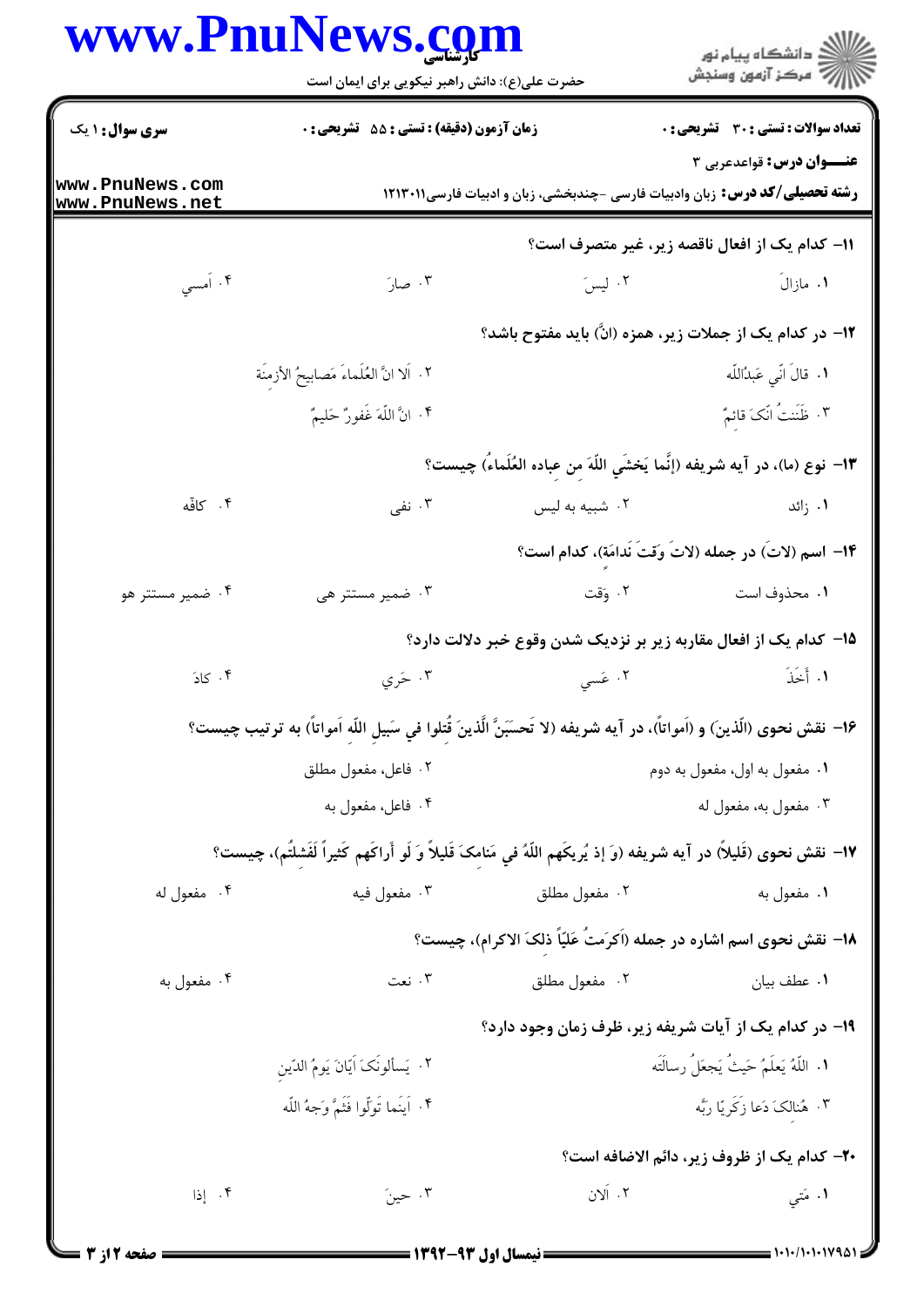**تعداد سوالات: تستی: ۳۰ تشریحی: ۰** | **زمان آزمون (دقیقه): تستی: ۵۵ تشریحی: ۰** | **سری سوال: ۱ یک**

**عنـــوان درس:** قواعدعربی ۳

**رشته تحصیلی/کد درس:** زبان وادبیات فارسی -چندبخشی، زبان و ادبیات فارسی۱۲۱۳۰۱۱

**۱۱- کدام یک از افعال ناقصه زیر، غیر متصرف است؟**

۱. مازالَ
۲. لیسَ
۳. صارَ
۴. اَمسي

**۱۲- در کدام یک از جملات زیر، همزه (انَّ) باید مفتوح باشد؟**

۱. قالَ انّي عَبدُاللّه
۲. اَلا انَّ العُلَماءَ مَصابیحُ الأزمِنَة
۳. ظَنَنتُ انَّکَ قائمٌ
۴. انَّ اللّهَ غَفورٌ حَلیمٌ

**۱۳- نوع (ما)، در آیه شریفه (إنَّما یَخشَي اللّهَ مِن عِبادِه العُلَماءُ) چیست؟**

۱. زائد
۲. شبیه به لیس
۳. نفی
۴. کافّه

**۱۴- اسم (لاتَ) در جمله (لاتَ وَقتَ نَدامَة)، کدام است؟**

۱. محذوف است
۲. وَقت
۳. ضمیر مستتر هی
۴. ضمیر مستتر هو

**۱۵- کدام یک از افعال مقاربه زیر بر نزدیک شدن وقوع خبر دلالت دارد؟**

۱. أخَذَ
۲. عَسي
۳. حَري
۴. کادَ

**۱۶- نقش نحوی (الّذین) و (اَمواتاً)، در آیه شریفه (لا تَحسَبَنَّ الّذینَ قُتِلوا في سَبیلِ اللّه اَمواتاً) به ترتیب چیست؟**

۱. مفعول به اول، مفعول به دوم
۲. فاعل، مفعول مطلق
۳. مفعول به، مفعول له
۴. فاعل، مفعول به

**۱۷- نقش نحوی (قَلیلاً) در آیه شریفه (وَ إذ یُریکَهم اللّهُ في مَنامِکَ قَلیلاً وَ لَو أراکَهم کَثیراً لَفَشِلتُم)، چیست؟**

۱. مفعول به
۲. مفعول مطلق
۳. مفعول فیه
۴. مفعول له

**۱۸- نقش نحوی اسم اشاره در جمله (اَکرَمتُ عَلیّاً ذلکَ الاکرام)، چیست؟**

۱. عطف بیان
۲. مفعول مطلق
۳. نعت
۴. مفعول به

**۱۹- در کدام یک از آیات شریفه زیر، ظرف زمان وجود دارد؟**

۱. اللّهُ یَعلَمُ حَیثُ یَجعَلُ رسالَتَه
۲. یَسألونَکَ اَیّانَ یَومُ الدّین
۳. هُنالکَ دَعا زَکَریّا رَبَّه
۴. اَینَما تَولّوا فَثَمَّ وَجهُ اللّه

**۲۰- کدام یک از ظروف زیر، دائم الاضافه است؟**

۱. مَتي
۲. اَلآن
۳. حینَ
۴. إذا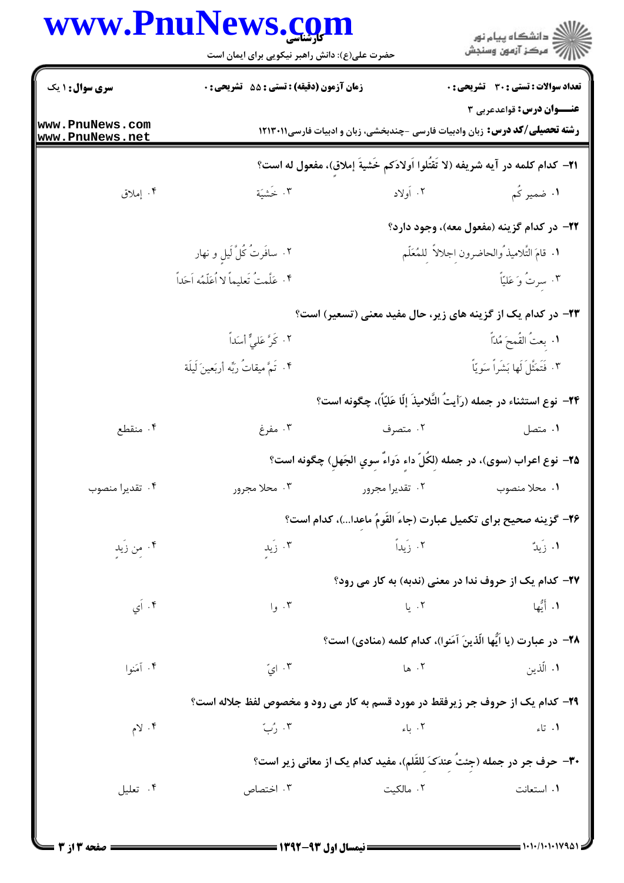۲۱- کدام کلمه در آیه شریفه (لا تَقتُلوا اَولادَکم خَشیةَ إملاقٍ)، مفعول له است؟

۱. ضمیر کُم
۲. اَولاد
۳. خَشیَة
۴. إملاق

۲۲- در کدام گزینه (مفعول معه)، وجود دارد؟

۱. قامَ التَّلامیذُ والحاضرون اِجلالاً للمُعَلِّم
۲. سافَرتُ کُلَّ لَیلٍ و نهارٍ
۳. سِرتُ وَ عَلیّاً
۴. عَلَّمتُ تَعلیماً لا اُعَلِّمُه اَحَداً

۲۳- در کدام یک از گزینه های زیر، حال مفید معنی (تسعیر) است؟

۱. بِعتُ القُمحَ مُدّاً
۲. کَرَّ عَلیٌّ أسَداً
۳. فَتَمَثَّلَ لَها بَشَراً سَوِیّاً
۴. تَمَّ میقاتُ رَبِّه أربَعینَ لَیلَةً

۲۴- نوع استثناء در جمله (رَأَیتُ التَّلامیذَ إلّا عَلیّاً)، چگونه است؟

۱. متصل
۲. متصرف
۳. مفرغ
۴. منقطع

۲۵- نوع اعراب (سوی)، در جمله (لِکُلِّ داءٍ دَواءٌ سِوی الجَهلِ) چگونه است؟

۱. محلا منصوب
۲. تقدیرا مجرور
۳. محلا مجرور
۴. تقدیرا منصوب

۲۶- گزینه صحیح برای تکمیل عبارت (جاءَ القَومُ ماعدا...)، کدام است؟

۱. زَیدٌ
۲. زَیداً
۳. زَیدٍ
۴. من زَید

۲۷- کدام یک از حروف ندا در معنی (ندبه) به کار می رود؟

۱. أیُّها
۲. یا
۳. وا
۴. اَیِ

۲۸- در عبارت (یا اَیُّها الّذینَ آمَنوا)، کدام کلمه (منادی) است؟

۱. الّذین
۲. ها
۳. ایّ
۴. آمَنوا

۲۹- کدام یک از حروف جر زیرفقط در مورد قسم به کار می رود و مخصوص لفظ جلاله است؟

۱. تاء
۲. باء
۳. رُبَّ
۴. لام

۳۰- حرف جر در جمله (جِئتُ عندَکَ للقَلَم)، مفید کدام یک از معانی زیر است؟

۱. استعانت
۲. مالکیت
۳. اختصاص
۴. تعلیل